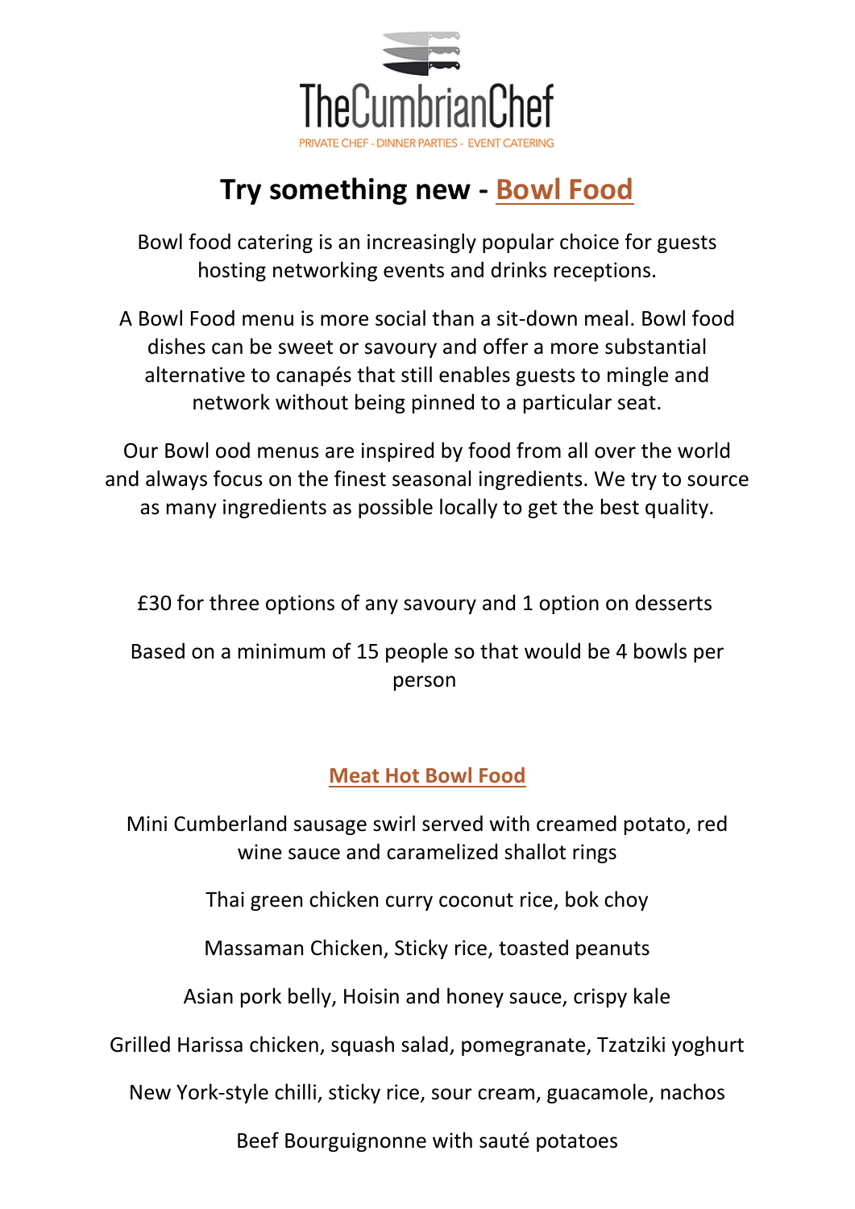# TheCumbrianChef

PRIVATE CHEF - DINNER PARTIES - EVENT CATERING

## Try something new - Bowl Food

Bowl food catering is an increasingly popular choice for guests hosting networking events and drinks receptions.

A Bowl Food menu is more social than a sit-down meal. Bowl food dishes can be sweet or savoury and offer a more substantial alternative to canapés that still enables guests to mingle and network without being pinned to a particular seat.

Our Bowl ood menus are inspired by food from all over the world and always focus on the finest seasonal ingredients. We try to source as many ingredients as possible locally to get the best quality.

£30 for three options of any savoury and 1 option on desserts

Based on a minimum of 15 people so that would be 4 bowls per person

### Meat Hot Bowl Food

Mini Cumberland sausage swirl served with creamed potato, red wine sauce and caramelized shallot rings

Thai green chicken curry coconut rice, bok choy

Massaman Chicken, Sticky rice, toasted peanuts

Asian pork belly, Hoisin and honey sauce, crispy kale

Grilled Harissa chicken, squash salad, pomegranate, Tzatziki yoghurt

New York-style chilli, sticky rice, sour cream, guacamole, nachos

Beef Bourguignonne with sauté potatoes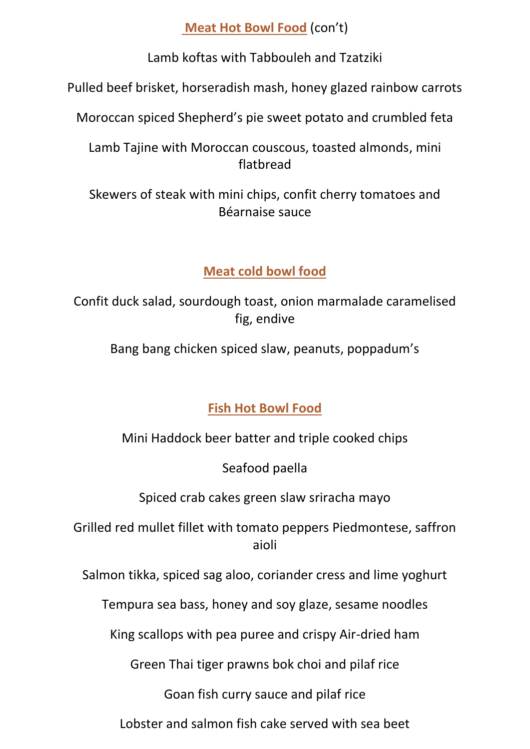## Meat Hot Bowl Food (con't)

Lamb koftas with Tabbouleh and Tzatziki

Pulled beef brisket, horseradish mash, honey glazed rainbow carrots

Moroccan spiced Shepherd's pie sweet potato and crumbled feta

Lamb Tajine with Moroccan couscous, toasted almonds, mini flatbread

Skewers of steak with mini chips, confit cherry tomatoes and Béarnaise sauce

## Meat cold bowl food

Confit duck salad, sourdough toast, onion marmalade caramelised fig, endive

Bang bang chicken spiced slaw, peanuts, poppadum's

## Fish Hot Bowl Food

Mini Haddock beer batter and triple cooked chips

Seafood paella

Spiced crab cakes green slaw sriracha mayo

Grilled red mullet fillet with tomato peppers Piedmontese, saffron aioli

Salmon tikka, spiced sag aloo, coriander cress and lime yoghurt

Tempura sea bass, honey and soy glaze, sesame noodles

King scallops with pea puree and crispy Air-dried ham

Green Thai tiger prawns bok choi and pilaf rice

Goan fish curry sauce and pilaf rice

Lobster and salmon fish cake served with sea beet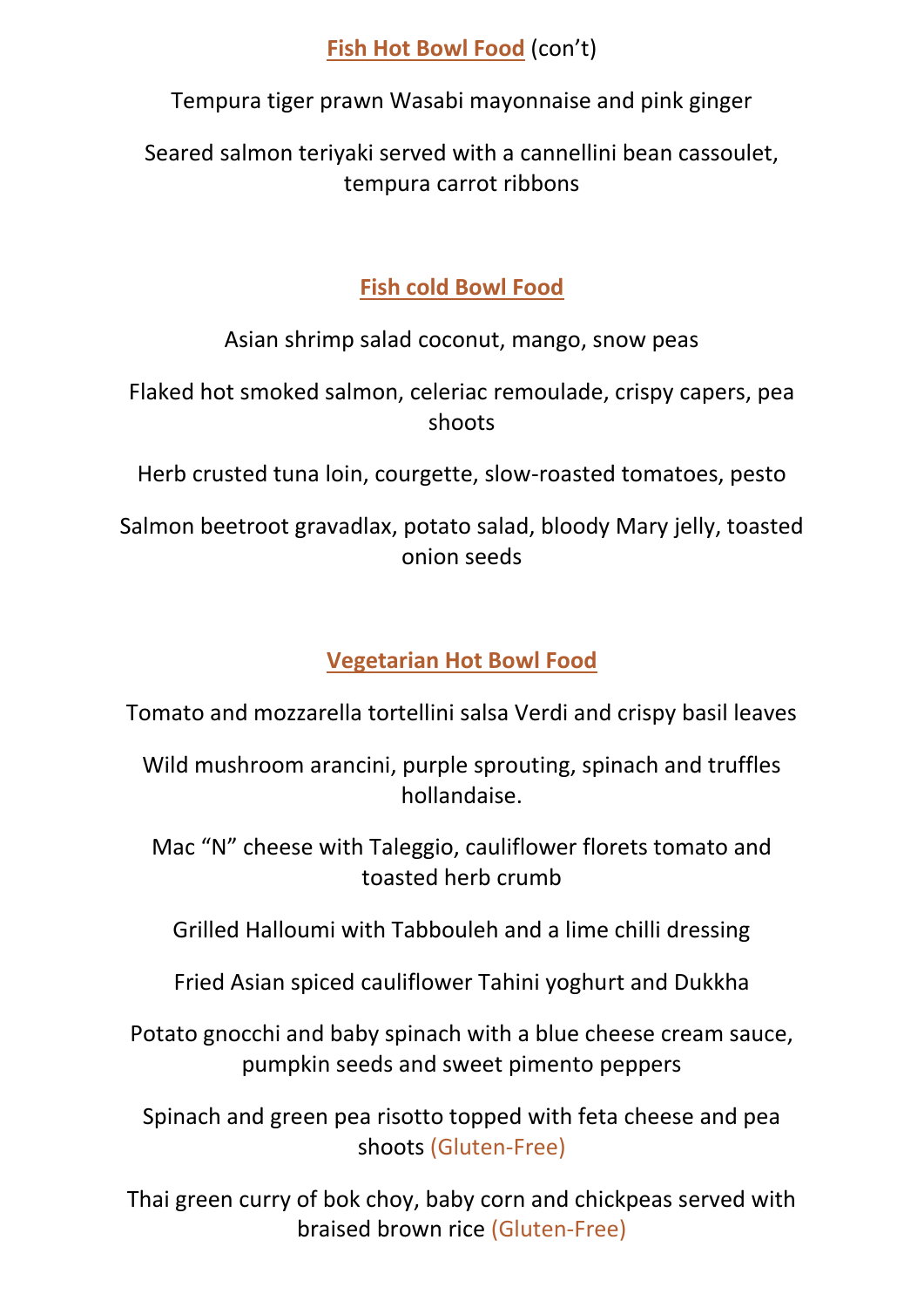## Fish Hot Bowl Food (con't)

Tempura tiger prawn Wasabi mayonnaise and pink ginger

Seared salmon teriyaki served with a cannellini bean cassoulet, tempura carrot ribbons

## Fish cold Bowl Food

Asian shrimp salad coconut, mango, snow peas

Flaked hot smoked salmon, celeriac remoulade, crispy capers, pea shoots

Herb crusted tuna loin, courgette, slow-roasted tomatoes, pesto

Salmon beetroot gravadlax, potato salad, bloody Mary jelly, toasted onion seeds

## Vegetarian Hot Bowl Food

Tomato and mozzarella tortellini salsa Verdi and crispy basil leaves

Wild mushroom arancini, purple sprouting, spinach and truffles hollandaise.

Mac "N" cheese with Taleggio, cauliflower florets tomato and toasted herb crumb

Grilled Halloumi with Tabbouleh and a lime chilli dressing

Fried Asian spiced cauliflower Tahini yoghurt and Dukkha

Potato gnocchi and baby spinach with a blue cheese cream sauce, pumpkin seeds and sweet pimento peppers

Spinach and green pea risotto topped with feta cheese and pea shoots (Gluten-Free)

Thai green curry of bok choy, baby corn and chickpeas served with braised brown rice (Gluten-Free)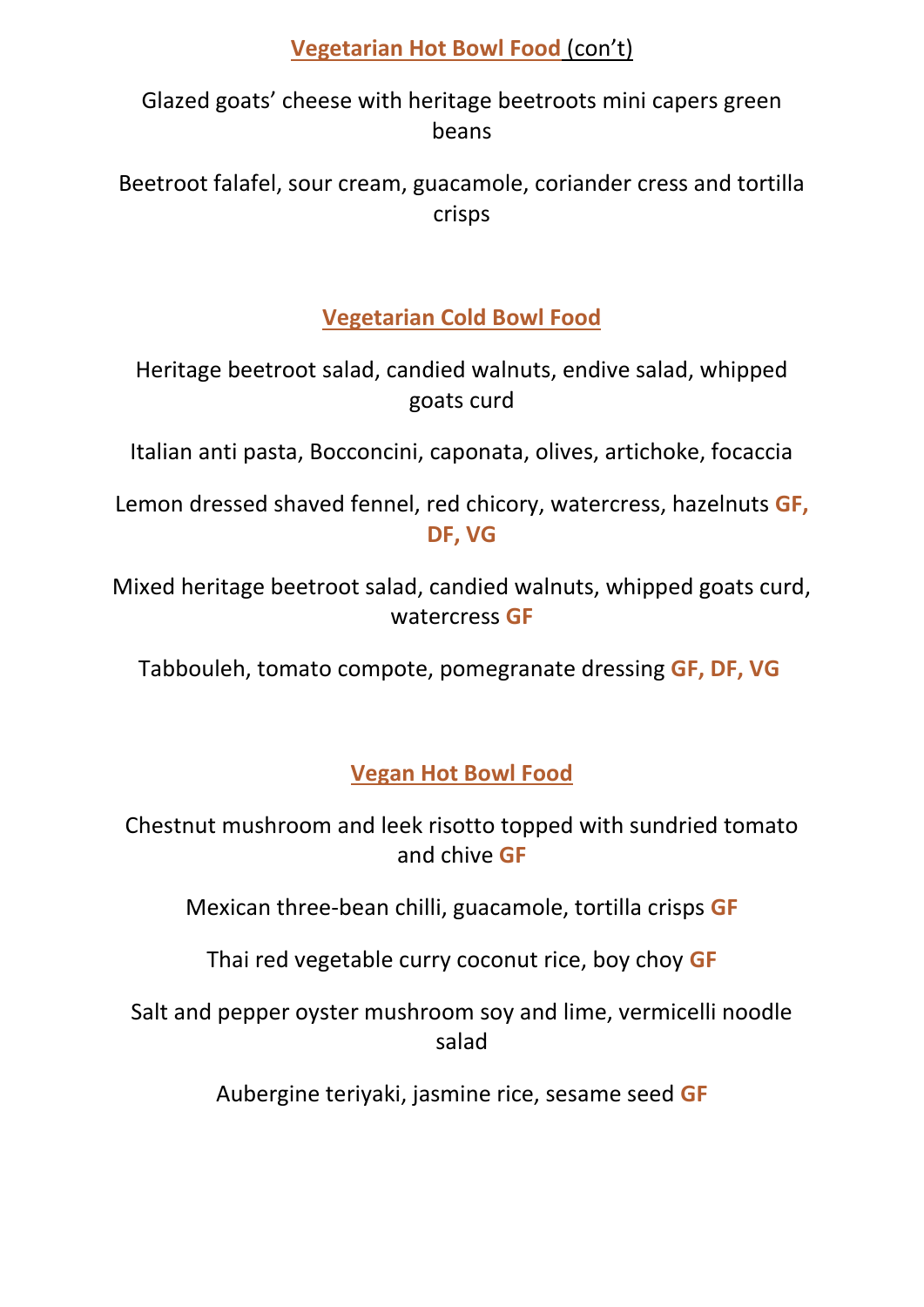## Vegetarian Hot Bowl Food (con't)

Glazed goats' cheese with heritage beetroots mini capers green beans

Beetroot falafel, sour cream, guacamole, coriander cress and tortilla crisps

## Vegetarian Cold Bowl Food

Heritage beetroot salad, candied walnuts, endive salad, whipped goats curd

Italian anti pasta, Bocconcini, caponata, olives, artichoke, focaccia

Lemon dressed shaved fennel, red chicory, watercress, hazelnuts **GF, DF, VG**

Mixed heritage beetroot salad, candied walnuts, whipped goats curd, watercress **GF**

Tabbouleh, tomato compote, pomegranate dressing **GF, DF, VG**

## Vegan Hot Bowl Food

Chestnut mushroom and leek risotto topped with sundried tomato and chive **GF**

Mexican three-bean chilli, guacamole, tortilla crisps **GF**

Thai red vegetable curry coconut rice, boy choy **GF**

Salt and pepper oyster mushroom soy and lime, vermicelli noodle salad

Aubergine teriyaki, jasmine rice, sesame seed **GF**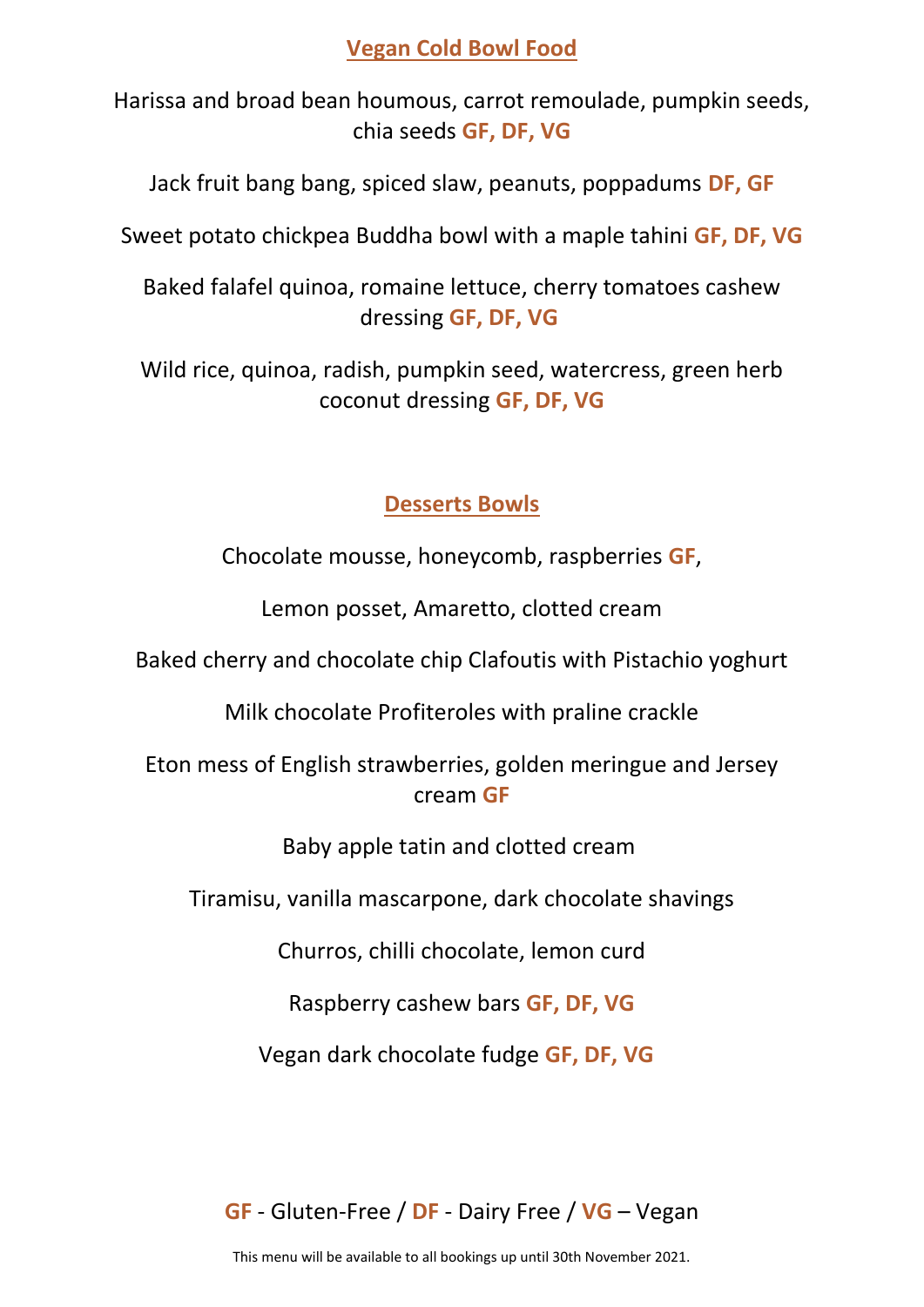## Vegan Cold Bowl Food

Harissa and broad bean houmous, carrot remoulade, pumpkin seeds, chia seeds **GF, DF, VG**

Jack fruit bang bang, spiced slaw, peanuts, poppadums **DF, GF**

Sweet potato chickpea Buddha bowl with a maple tahini **GF, DF, VG**

Baked falafel quinoa, romaine lettuce, cherry tomatoes cashew dressing **GF, DF, VG**

Wild rice, quinoa, radish, pumpkin seed, watercress, green herb coconut dressing **GF, DF, VG**

## Desserts Bowls

Chocolate mousse, honeycomb, raspberries **GF**,

Lemon posset, Amaretto, clotted cream

Baked cherry and chocolate chip Clafoutis with Pistachio yoghurt

Milk chocolate Profiteroles with praline crackle

Eton mess of English strawberries, golden meringue and Jersey cream **GF**

Baby apple tatin and clotted cream

Tiramisu, vanilla mascarpone, dark chocolate shavings

Churros, chilli chocolate, lemon curd

Raspberry cashew bars **GF, DF, VG**

Vegan dark chocolate fudge **GF, DF, VG**

**GF** - Gluten-Free / **DF** - Dairy Free / **VG** – Vegan

This menu will be available to all bookings up until 30th November 2021.